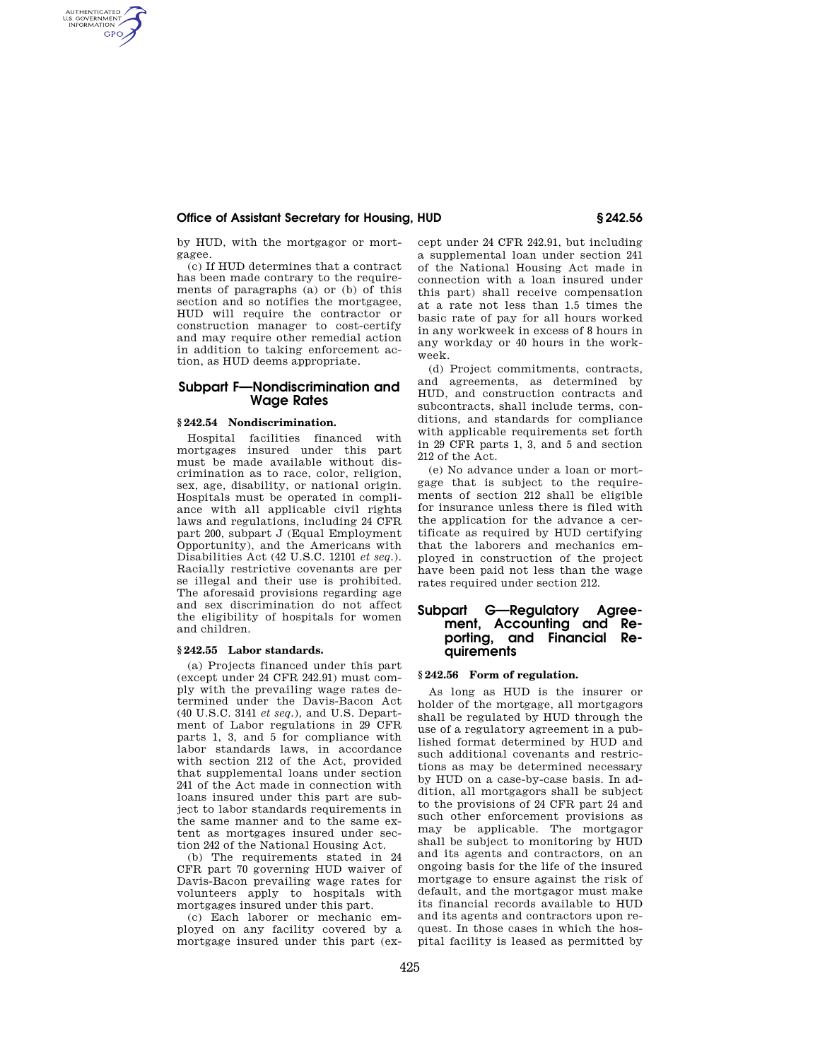by HUD, with the mortgagor or mortgagee.

(c) If HUD determines that a contract has been made contrary to the requirements of paragraphs (a) or (b) of this section and so notifies the mortgagee, HUD will require the contractor or construction manager to cost-certify and may require other remedial action in addition to taking enforcement action, as HUD deems appropriate.

## Subpart F—Nondiscrimination and Wage Rates

### § 242.54 Nondiscrimination.

Hospital facilities financed with mortgages insured under this part must be made available without discrimination as to race, color, religion, sex, age, disability, or national origin. Hospitals must be operated in compliance with all applicable civil rights laws and regulations, including 24 CFR part 200, subpart J (Equal Employment Opportunity), and the Americans with Disabilities Act (42 U.S.C. 12101 *et seq.*). Racially restrictive covenants are per se illegal and their use is prohibited. The aforesaid provisions regarding age and sex discrimination do not affect the eligibility of hospitals for women and children.

### § 242.55 Labor standards.

(a) Projects financed under this part (except under 24 CFR 242.91) must comply with the prevailing wage rates determined under the Davis-Bacon Act (40 U.S.C. 3141 *et seq.*), and U.S. Department of Labor regulations in 29 CFR parts 1, 3, and 5 for compliance with labor standards laws, in accordance with section 212 of the Act, provided that supplemental loans under section 241 of the Act made in connection with loans insured under this part are subject to labor standards requirements in the same manner and to the same extent as mortgages insured under section 242 of the National Housing Act.

(b) The requirements stated in 24 CFR part 70 governing HUD waiver of Davis-Bacon prevailing wage rates for volunteers apply to hospitals with mortgages insured under this part.

(c) Each laborer or mechanic employed on any facility covered by a mortgage insured under this part (except under 24 CFR 242.91, but including a supplemental loan under section 241 of the National Housing Act made in connection with a loan insured under this part) shall receive compensation at a rate not less than 1.5 times the basic rate of pay for all hours worked in any workweek in excess of 8 hours in any workday or 40 hours in the workweek.

(d) Project commitments, contracts, and agreements, as determined by HUD, and construction contracts and subcontracts, shall include terms, conditions, and standards for compliance with applicable requirements set forth in 29 CFR parts 1, 3, and 5 and section 212 of the Act.

(e) No advance under a loan or mortgage that is subject to the requirements of section 212 shall be eligible for insurance unless there is filed with the application for the advance a certificate as required by HUD certifying that the laborers and mechanics employed in construction of the project have been paid not less than the wage rates required under section 212.

## Subpart G—Regulatory Agreement, Accounting and Reporting, and Financial Requirements

### § 242.56 Form of regulation.

As long as HUD is the insurer or holder of the mortgage, all mortgagors shall be regulated by HUD through the use of a regulatory agreement in a published format determined by HUD and such additional covenants and restrictions as may be determined necessary by HUD on a case-by-case basis. In addition, all mortgagors shall be subject to the provisions of 24 CFR part 24 and such other enforcement provisions as may be applicable. The mortgagor shall be subject to monitoring by HUD and its agents and contractors, on an ongoing basis for the life of the insured mortgage to ensure against the risk of default, and the mortgagor must make its financial records available to HUD and its agents and contractors upon request. In those cases in which the hospital facility is leased as permitted by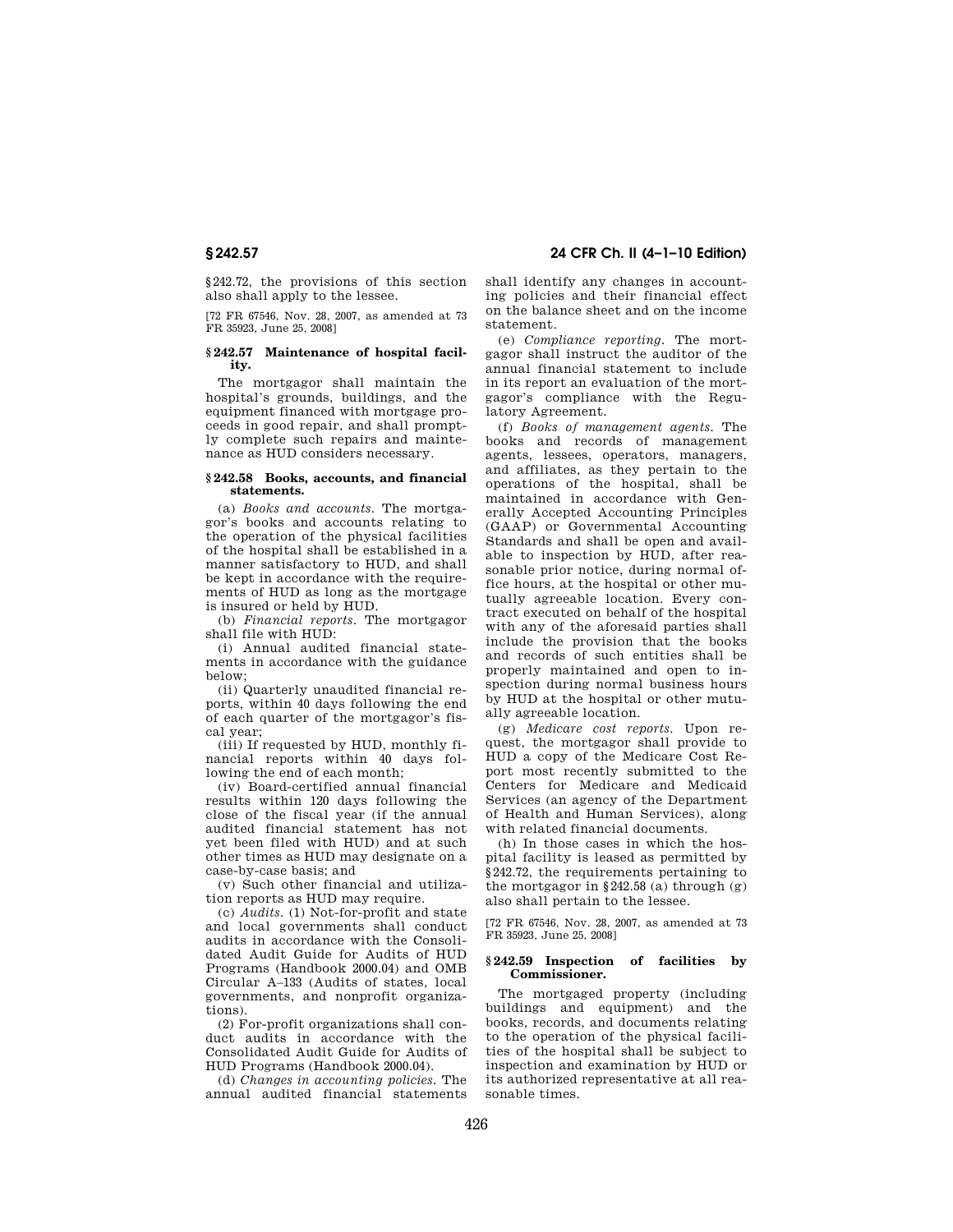§242.72, the provisions of this section also shall apply to the lessee.

[72 FR 67546, Nov. 28, 2007, as amended at 73 FR 35923, June 25, 2008]

### §242.57 Maintenance of hospital facility.

The mortgagor shall maintain the hospital's grounds, buildings, and the equipment financed with mortgage proceeds in good repair, and shall promptly complete such repairs and maintenance as HUD considers necessary.

### §242.58 Books, accounts, and financial statements.

(a) *Books and accounts.* The mortgagor's books and accounts relating to the operation of the physical facilities of the hospital shall be established in a manner satisfactory to HUD, and shall be kept in accordance with the requirements of HUD as long as the mortgage is insured or held by HUD.

(b) *Financial reports.* The mortgagor shall file with HUD:

(i) Annual audited financial statements in accordance with the guidance below;

(ii) Quarterly unaudited financial reports, within 40 days following the end of each quarter of the mortgagor's fiscal year;

(iii) If requested by HUD, monthly financial reports within 40 days following the end of each month;

(iv) Board-certified annual financial results within 120 days following the close of the fiscal year (if the annual audited financial statement has not yet been filed with HUD) and at such other times as HUD may designate on a case-by-case basis; and

(v) Such other financial and utilization reports as HUD may require.

(c) *Audits.* (1) Not-for-profit and state and local governments shall conduct audits in accordance with the Consolidated Audit Guide for Audits of HUD Programs (Handbook 2000.04) and OMB Circular A–133 (Audits of states, local governments, and nonprofit organizations).

(2) For-profit organizations shall conduct audits in accordance with the Consolidated Audit Guide for Audits of HUD Programs (Handbook 2000.04).

(d) *Changes in accounting policies.* The annual audited financial statements shall identify any changes in accounting policies and their financial effect on the balance sheet and on the income statement.

(e) *Compliance reporting.* The mortgagor shall instruct the auditor of the annual financial statement to include in its report an evaluation of the mortgagor's compliance with the Regulatory Agreement.

(f) *Books of management agents.* The books and records of management agents, lessees, operators, managers, and affiliates, as they pertain to the operations of the hospital, shall be maintained in accordance with Generally Accepted Accounting Principles (GAAP) or Governmental Accounting Standards and shall be open and available to inspection by HUD, after reasonable prior notice, during normal office hours, at the hospital or other mutually agreeable location. Every contract executed on behalf of the hospital with any of the aforesaid parties shall include the provision that the books and records of such entities shall be properly maintained and open to inspection during normal business hours by HUD at the hospital or other mutually agreeable location.

(g) *Medicare cost reports.* Upon request, the mortgagor shall provide to HUD a copy of the Medicare Cost Report most recently submitted to the Centers for Medicare and Medicaid Services (an agency of the Department of Health and Human Services), along with related financial documents.

(h) In those cases in which the hospital facility is leased as permitted by §242.72, the requirements pertaining to the mortgagor in §242.58 (a) through (g) also shall pertain to the lessee.

[72 FR 67546, Nov. 28, 2007, as amended at 73 FR 35923, June 25, 2008]

### §242.59 Inspection of facilities by Commissioner.

The mortgaged property (including buildings and equipment) and the books, records, and documents relating to the operation of the physical facilities of the hospital shall be subject to inspection and examination by HUD or its authorized representative at all reasonable times.